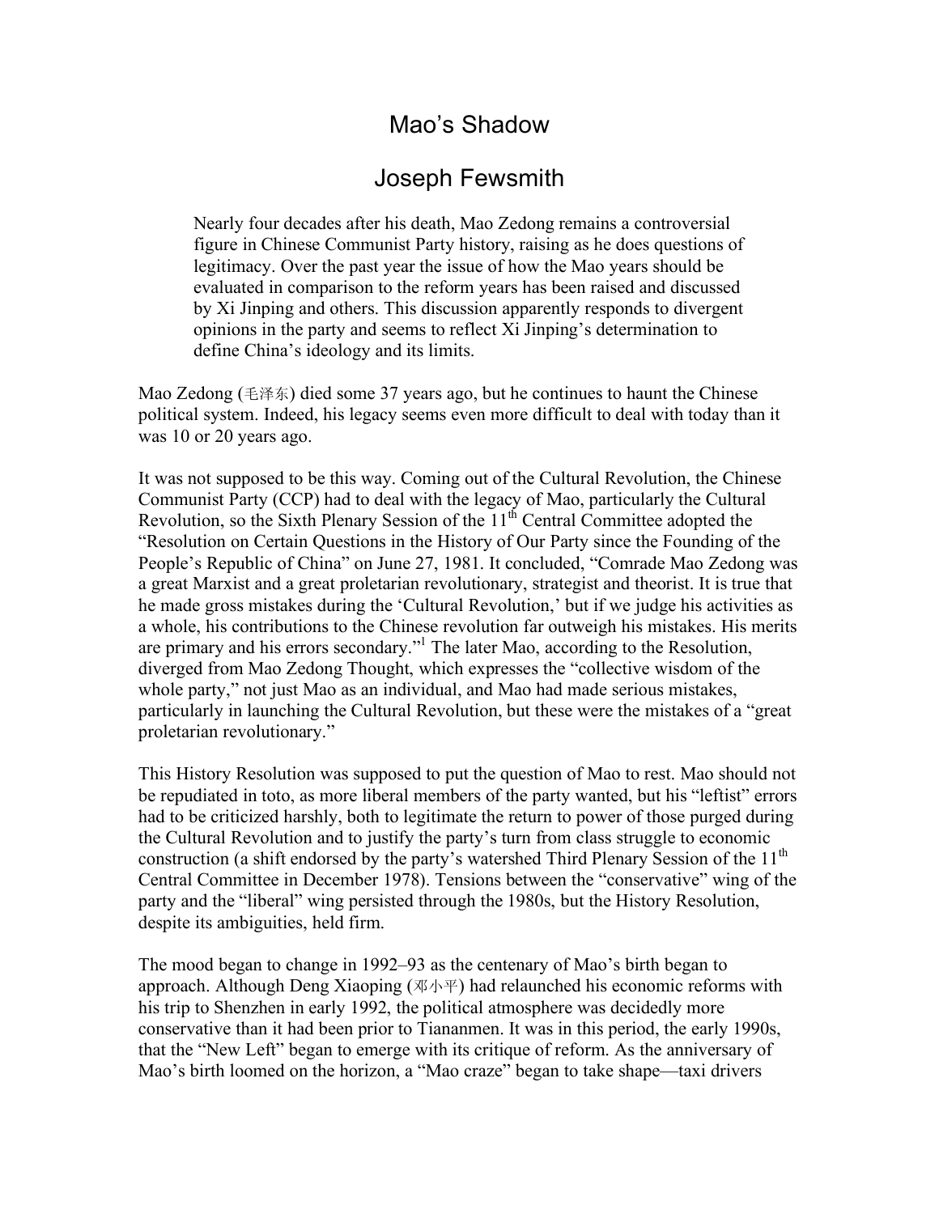# Mao's Shadow

## Joseph Fewsmith

> Nearly four decades after his death, Mao Zedong remains a controversial figure in Chinese Communist Party history, raising as he does questions of legitimacy. Over the past year the issue of how the Mao years should be evaluated in comparison to the reform years has been raised and discussed by Xi Jinping and others. This discussion apparently responds to divergent opinions in the party and seems to reflect Xi Jinping's determination to define China's ideology and its limits.

Mao Zedong (毛泽东) died some 37 years ago, but he continues to haunt the Chinese political system. Indeed, his legacy seems even more difficult to deal with today than it was 10 or 20 years ago.

It was not supposed to be this way. Coming out of the Cultural Revolution, the Chinese Communist Party (CCP) had to deal with the legacy of Mao, particularly the Cultural Revolution, so the Sixth Plenary Session of the 11th Central Committee adopted the "Resolution on Certain Questions in the History of Our Party since the Founding of the People's Republic of China" on June 27, 1981. It concluded, "Comrade Mao Zedong was a great Marxist and a great proletarian revolutionary, strategist and theorist. It is true that he made gross mistakes during the 'Cultural Revolution,' but if we judge his activities as a whole, his contributions to the Chinese revolution far outweigh his mistakes. His merits are primary and his errors secondary."[1] The later Mao, according to the Resolution, diverged from Mao Zedong Thought, which expresses the "collective wisdom of the whole party," not just Mao as an individual, and Mao had made serious mistakes, particularly in launching the Cultural Revolution, but these were the mistakes of a "great proletarian revolutionary."

This History Resolution was supposed to put the question of Mao to rest. Mao should not be repudiated in toto, as more liberal members of the party wanted, but his "leftist" errors had to be criticized harshly, both to legitimate the return to power of those purged during the Cultural Revolution and to justify the party's turn from class struggle to economic construction (a shift endorsed by the party's watershed Third Plenary Session of the 11th Central Committee in December 1978). Tensions between the "conservative" wing of the party and the "liberal" wing persisted through the 1980s, but the History Resolution, despite its ambiguities, held firm.

The mood began to change in 1992–93 as the centenary of Mao's birth began to approach. Although Deng Xiaoping (邓小平) had relaunched his economic reforms with his trip to Shenzhen in early 1992, the political atmosphere was decidedly more conservative than it had been prior to Tiananmen. It was in this period, the early 1990s, that the "New Left" began to emerge with its critique of reform. As the anniversary of Mao's birth loomed on the horizon, a "Mao craze" began to take shape—taxi drivers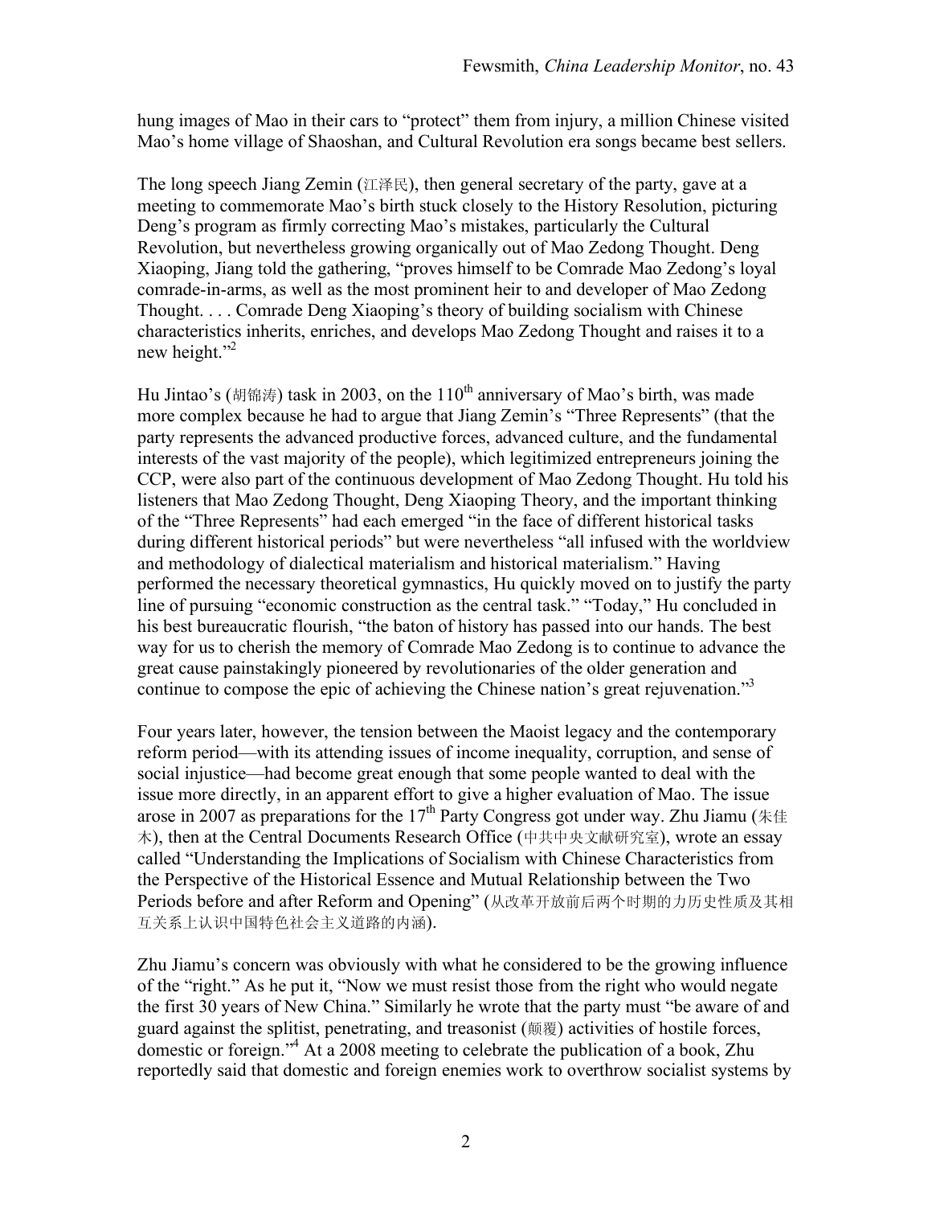hung images of Mao in their cars to "protect" them from injury, a million Chinese visited Mao's home village of Shaoshan, and Cultural Revolution era songs became best sellers.

The long speech Jiang Zemin (江泽民), then general secretary of the party, gave at a meeting to commemorate Mao's birth stuck closely to the History Resolution, picturing Deng's program as firmly correcting Mao's mistakes, particularly the Cultural Revolution, but nevertheless growing organically out of Mao Zedong Thought. Deng Xiaoping, Jiang told the gathering, "proves himself to be Comrade Mao Zedong's loyal comrade-in-arms, as well as the most prominent heir to and developer of Mao Zedong Thought. . . . Comrade Deng Xiaoping's theory of building socialism with Chinese characteristics inherits, enriches, and develops Mao Zedong Thought and raises it to a new height."[2]

Hu Jintao's (胡锦涛) task in 2003, on the 110th anniversary of Mao's birth, was made more complex because he had to argue that Jiang Zemin's "Three Represents" (that the party represents the advanced productive forces, advanced culture, and the fundamental interests of the vast majority of the people), which legitimized entrepreneurs joining the CCP, were also part of the continuous development of Mao Zedong Thought. Hu told his listeners that Mao Zedong Thought, Deng Xiaoping Theory, and the important thinking of the "Three Represents" had each emerged "in the face of different historical tasks during different historical periods" but were nevertheless "all infused with the worldview and methodology of dialectical materialism and historical materialism." Having performed the necessary theoretical gymnastics, Hu quickly moved on to justify the party line of pursuing "economic construction as the central task." "Today," Hu concluded in his best bureaucratic flourish, "the baton of history has passed into our hands. The best way for us to cherish the memory of Comrade Mao Zedong is to continue to advance the great cause painstakingly pioneered by revolutionaries of the older generation and continue to compose the epic of achieving the Chinese nation's great rejuvenation."[3]

Four years later, however, the tension between the Maoist legacy and the contemporary reform period—with its attending issues of income inequality, corruption, and sense of social injustice—had become great enough that some people wanted to deal with the issue more directly, in an apparent effort to give a higher evaluation of Mao. The issue arose in 2007 as preparations for the 17th Party Congress got under way. Zhu Jiamu (朱佳木), then at the Central Documents Research Office (中共中央文献研究室), wrote an essay called "Understanding the Implications of Socialism with Chinese Characteristics from the Perspective of the Historical Essence and Mutual Relationship between the Two Periods before and after Reform and Opening" (从改革开放前后两个时期的力历史性质及其相互关系上认识中国特色社会主义道路的内涵).

Zhu Jiamu's concern was obviously with what he considered to be the growing influence of the "right." As he put it, "Now we must resist those from the right who would negate the first 30 years of New China." Similarly he wrote that the party must "be aware of and guard against the splitist, penetrating, and treasonist (颠覆) activities of hostile forces, domestic or foreign."[4] At a 2008 meeting to celebrate the publication of a book, Zhu reportedly said that domestic and foreign enemies work to overthrow socialist systems by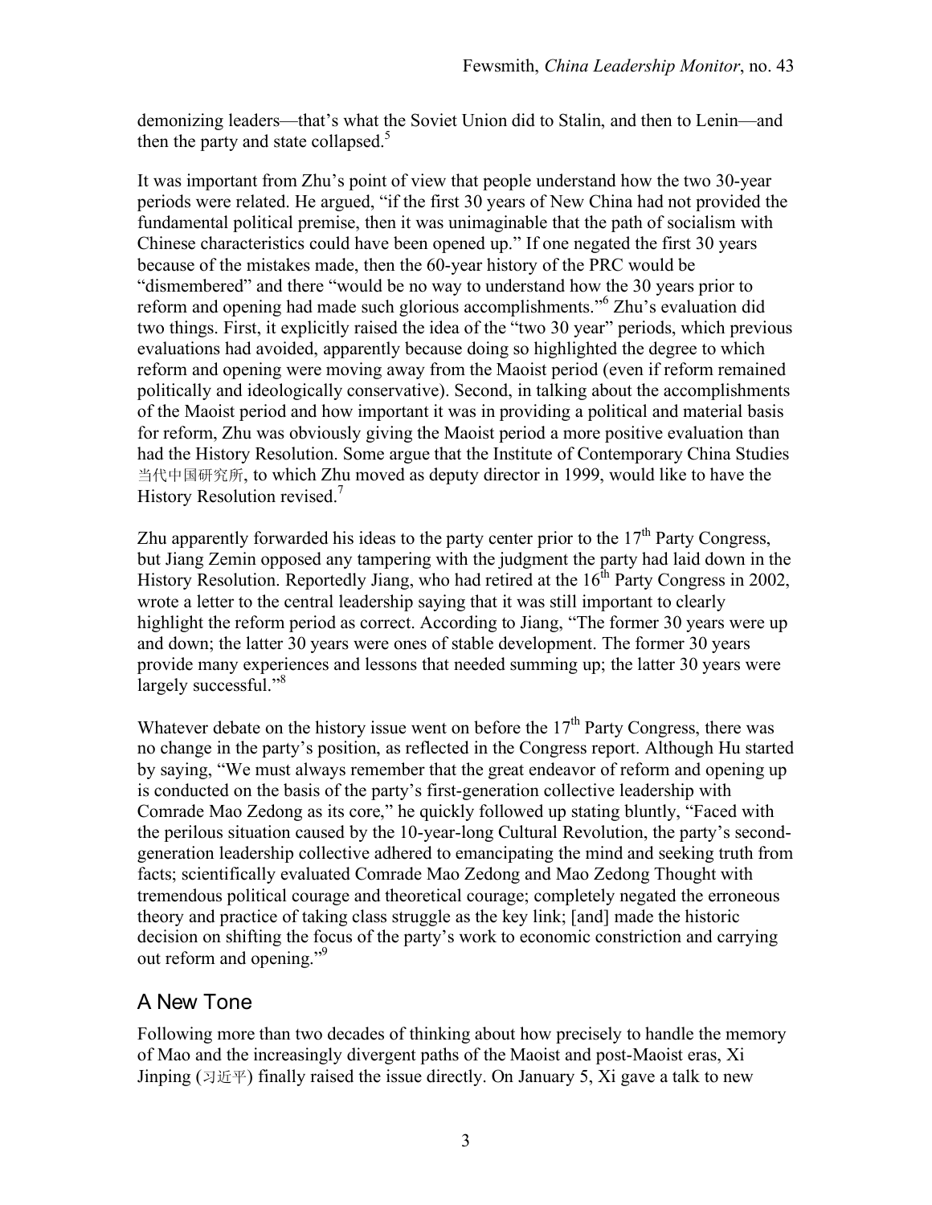demonizing leaders—that's what the Soviet Union did to Stalin, and then to Lenin—and then the party and state collapsed.[5]

It was important from Zhu's point of view that people understand how the two 30-year periods were related. He argued, "if the first 30 years of New China had not provided the fundamental political premise, then it was unimaginable that the path of socialism with Chinese characteristics could have been opened up." If one negated the first 30 years because of the mistakes made, then the 60-year history of the PRC would be "dismembered" and there "would be no way to understand how the 30 years prior to reform and opening had made such glorious accomplishments."[6] Zhu's evaluation did two things. First, it explicitly raised the idea of the "two 30 year" periods, which previous evaluations had avoided, apparently because doing so highlighted the degree to which reform and opening were moving away from the Maoist period (even if reform remained politically and ideologically conservative). Second, in talking about the accomplishments of the Maoist period and how important it was in providing a political and material basis for reform, Zhu was obviously giving the Maoist period a more positive evaluation than had the History Resolution. Some argue that the Institute of Contemporary China Studies 当代中国研究所, to which Zhu moved as deputy director in 1999, would like to have the History Resolution revised.[7]

Zhu apparently forwarded his ideas to the party center prior to the 17th Party Congress, but Jiang Zemin opposed any tampering with the judgment the party had laid down in the History Resolution. Reportedly Jiang, who had retired at the 16th Party Congress in 2002, wrote a letter to the central leadership saying that it was still important to clearly highlight the reform period as correct. According to Jiang, "The former 30 years were up and down; the latter 30 years were ones of stable development. The former 30 years provide many experiences and lessons that needed summing up; the latter 30 years were largely successful."[8]

Whatever debate on the history issue went on before the 17th Party Congress, there was no change in the party's position, as reflected in the Congress report. Although Hu started by saying, "We must always remember that the great endeavor of reform and opening up is conducted on the basis of the party's first-generation collective leadership with Comrade Mao Zedong as its core," he quickly followed up stating bluntly, "Faced with the perilous situation caused by the 10-year-long Cultural Revolution, the party's second-generation leadership collective adhered to emancipating the mind and seeking truth from facts; scientifically evaluated Comrade Mao Zedong and Mao Zedong Thought with tremendous political courage and theoretical courage; completely negated the erroneous theory and practice of taking class struggle as the key link; [and] made the historic decision on shifting the focus of the party's work to economic constriction and carrying out reform and opening."[9]

## A New Tone

Following more than two decades of thinking about how precisely to handle the memory of Mao and the increasingly divergent paths of the Maoist and post-Maoist eras, Xi Jinping (习近平) finally raised the issue directly. On January 5, Xi gave a talk to new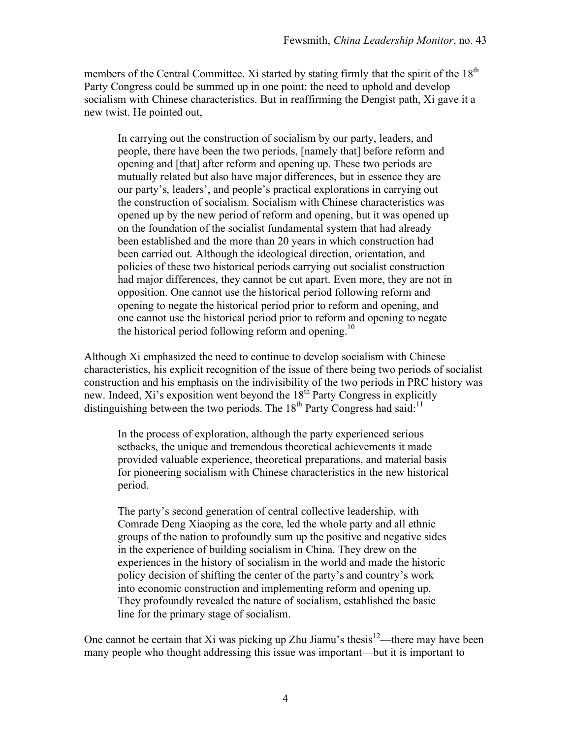members of the Central Committee. Xi started by stating firmly that the spirit of the 18th Party Congress could be summed up in one point: the need to uphold and develop socialism with Chinese characteristics. But in reaffirming the Dengist path, Xi gave it a new twist. He pointed out,

> In carrying out the construction of socialism by our party, leaders, and people, there have been the two periods, [namely that] before reform and opening and [that] after reform and opening up. These two periods are mutually related but also have major differences, but in essence they are our party's, leaders', and people's practical explorations in carrying out the construction of socialism. Socialism with Chinese characteristics was opened up by the new period of reform and opening, but it was opened up on the foundation of the socialist fundamental system that had already been established and the more than 20 years in which construction had been carried out. Although the ideological direction, orientation, and policies of these two historical periods carrying out socialist construction had major differences, they cannot be cut apart. Even more, they are not in opposition. One cannot use the historical period following reform and opening to negate the historical period prior to reform and opening, and one cannot use the historical period prior to reform and opening to negate the historical period following reform and opening.[10]

Although Xi emphasized the need to continue to develop socialism with Chinese characteristics, his explicit recognition of the issue of there being two periods of socialist construction and his emphasis on the indivisibility of the two periods in PRC history was new. Indeed, Xi's exposition went beyond the 18th Party Congress in explicitly distinguishing between the two periods. The 18th Party Congress had said:[11]

> In the process of exploration, although the party experienced serious setbacks, the unique and tremendous theoretical achievements it made provided valuable experience, theoretical preparations, and material basis for pioneering socialism with Chinese characteristics in the new historical period.
>
> The party's second generation of central collective leadership, with Comrade Deng Xiaoping as the core, led the whole party and all ethnic groups of the nation to profoundly sum up the positive and negative sides in the experience of building socialism in China. They drew on the experiences in the history of socialism in the world and made the historic policy decision of shifting the center of the party's and country's work into economic construction and implementing reform and opening up. They profoundly revealed the nature of socialism, established the basic line for the primary stage of socialism.

One cannot be certain that Xi was picking up Zhu Jiamu's thesis[12]—there may have been many people who thought addressing this issue was important—but it is important to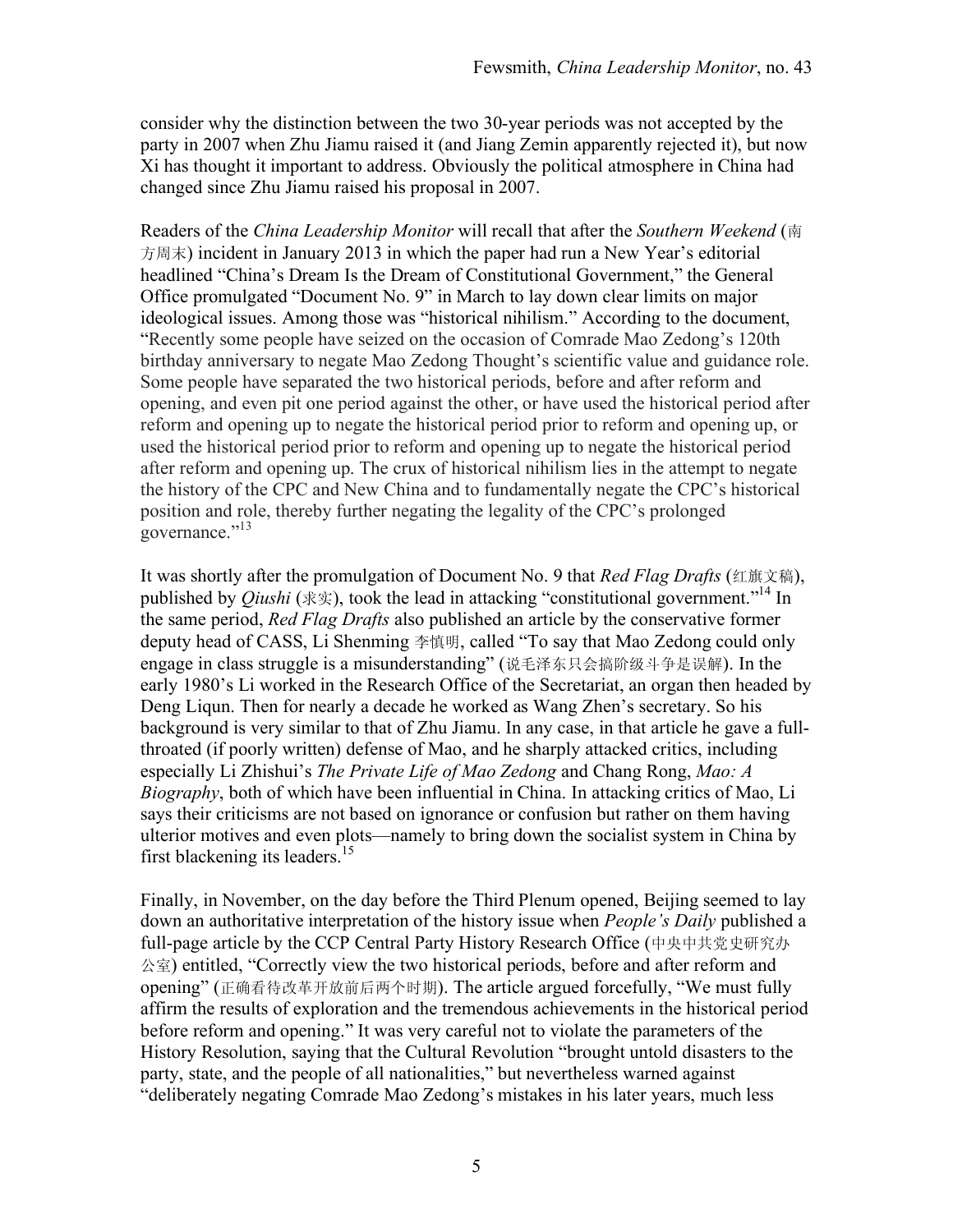consider why the distinction between the two 30-year periods was not accepted by the party in 2007 when Zhu Jiamu raised it (and Jiang Zemin apparently rejected it), but now Xi has thought it important to address. Obviously the political atmosphere in China had changed since Zhu Jiamu raised his proposal in 2007.

Readers of the *China Leadership Monitor* will recall that after the *Southern Weekend* (南方周末) incident in January 2013 in which the paper had run a New Year's editorial headlined "China's Dream Is the Dream of Constitutional Government," the General Office promulgated "Document No. 9" in March to lay down clear limits on major ideological issues. Among those was "historical nihilism." According to the document, "Recently some people have seized on the occasion of Comrade Mao Zedong's 120th birthday anniversary to negate Mao Zedong Thought's scientific value and guidance role. Some people have separated the two historical periods, before and after reform and opening, and even pit one period against the other, or have used the historical period after reform and opening up to negate the historical period prior to reform and opening up, or used the historical period prior to reform and opening up to negate the historical period after reform and opening up. The crux of historical nihilism lies in the attempt to negate the history of the CPC and New China and to fundamentally negate the CPC's historical position and role, thereby further negating the legality of the CPC's prolonged governance."[13]

It was shortly after the promulgation of Document No. 9 that *Red Flag Drafts* (红旗文稿), published by *Qiushi* (求实), took the lead in attacking "constitutional government."[14] In the same period, *Red Flag Drafts* also published an article by the conservative former deputy head of CASS, Li Shenming 李慎明, called "To say that Mao Zedong could only engage in class struggle is a misunderstanding" (说毛泽东只会搞阶级斗争是误解). In the early 1980's Li worked in the Research Office of the Secretariat, an organ then headed by Deng Liqun. Then for nearly a decade he worked as Wang Zhen's secretary. So his background is very similar to that of Zhu Jiamu. In any case, in that article he gave a full-throated (if poorly written) defense of Mao, and he sharply attacked critics, including especially Li Zhishui's *The Private Life of Mao Zedong* and Chang Rong, *Mao: A Biography*, both of which have been influential in China. In attacking critics of Mao, Li says their criticisms are not based on ignorance or confusion but rather on them having ulterior motives and even plots—namely to bring down the socialist system in China by first blackening its leaders.[15]

Finally, in November, on the day before the Third Plenum opened, Beijing seemed to lay down an authoritative interpretation of the history issue when *People's Daily* published a full-page article by the CCP Central Party History Research Office (中央中共党史研究办公室) entitled, "Correctly view the two historical periods, before and after reform and opening" (正确看待改革开放前后两个时期). The article argued forcefully, "We must fully affirm the results of exploration and the tremendous achievements in the historical period before reform and opening." It was very careful not to violate the parameters of the History Resolution, saying that the Cultural Revolution "brought untold disasters to the party, state, and the people of all nationalities," but nevertheless warned against "deliberately negating Comrade Mao Zedong's mistakes in his later years, much less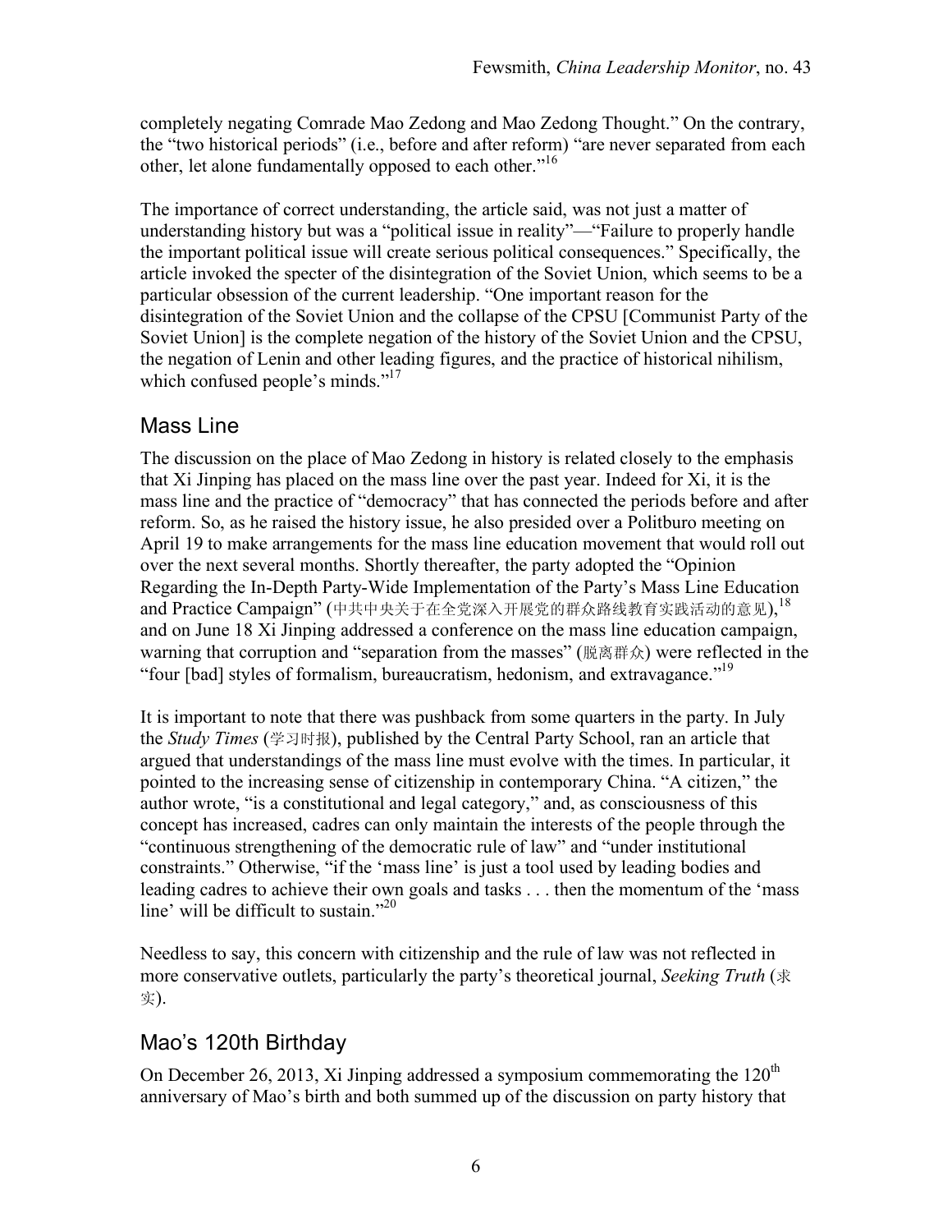completely negating Comrade Mao Zedong and Mao Zedong Thought." On the contrary, the "two historical periods" (i.e., before and after reform) "are never separated from each other, let alone fundamentally opposed to each other."[16]

The importance of correct understanding, the article said, was not just a matter of understanding history but was a "political issue in reality"—"Failure to properly handle the important political issue will create serious political consequences." Specifically, the article invoked the specter of the disintegration of the Soviet Union, which seems to be a particular obsession of the current leadership. "One important reason for the disintegration of the Soviet Union and the collapse of the CPSU [Communist Party of the Soviet Union] is the complete negation of the history of the Soviet Union and the CPSU, the negation of Lenin and other leading figures, and the practice of historical nihilism, which confused people's minds."[17]

## Mass Line

The discussion on the place of Mao Zedong in history is related closely to the emphasis that Xi Jinping has placed on the mass line over the past year. Indeed for Xi, it is the mass line and the practice of "democracy" that has connected the periods before and after reform. So, as he raised the history issue, he also presided over a Politburo meeting on April 19 to make arrangements for the mass line education movement that would roll out over the next several months. Shortly thereafter, the party adopted the "Opinion Regarding the In-Depth Party-Wide Implementation of the Party's Mass Line Education and Practice Campaign" (中共中央关于在全党深入开展党的群众路线教育实践活动的意见),[18] and on June 18 Xi Jinping addressed a conference on the mass line education campaign, warning that corruption and "separation from the masses" (脱离群众) were reflected in the "four [bad] styles of formalism, bureaucratism, hedonism, and extravagance."[19]

It is important to note that there was pushback from some quarters in the party. In July the *Study Times* (学习时报), published by the Central Party School, ran an article that argued that understandings of the mass line must evolve with the times. In particular, it pointed to the increasing sense of citizenship in contemporary China. "A citizen," the author wrote, "is a constitutional and legal category," and, as consciousness of this concept has increased, cadres can only maintain the interests of the people through the "continuous strengthening of the democratic rule of law" and "under institutional constraints." Otherwise, "if the 'mass line' is just a tool used by leading bodies and leading cadres to achieve their own goals and tasks . . . then the momentum of the 'mass line' will be difficult to sustain."[20]

Needless to say, this concern with citizenship and the rule of law was not reflected in more conservative outlets, particularly the party's theoretical journal, *Seeking Truth* (求实).

## Mao's 120th Birthday

On December 26, 2013, Xi Jinping addressed a symposium commemorating the 120th anniversary of Mao's birth and both summed up of the discussion on party history that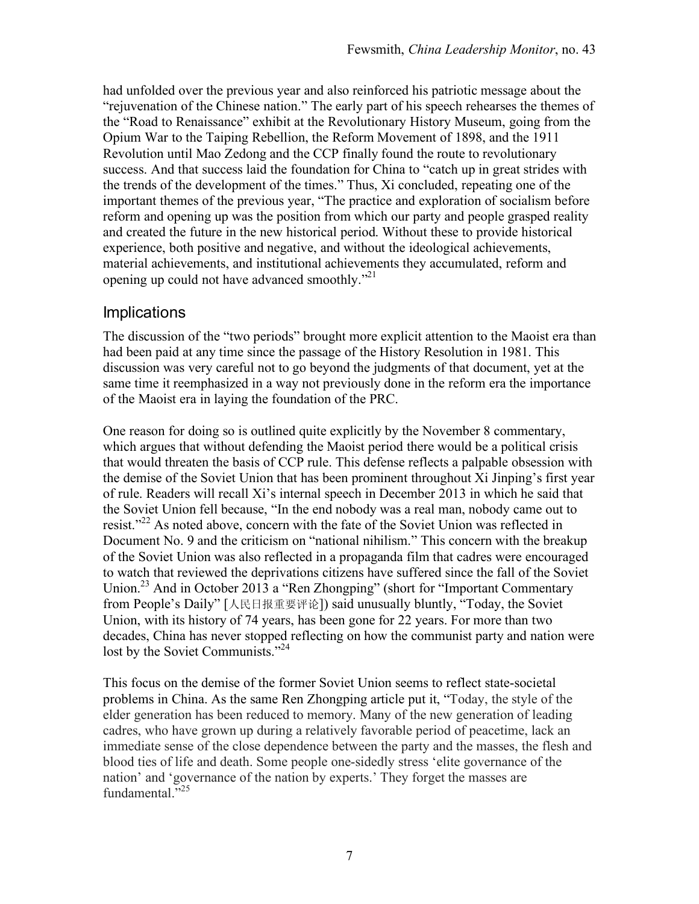had unfolded over the previous year and also reinforced his patriotic message about the "rejuvenation of the Chinese nation." The early part of his speech rehearses the themes of the "Road to Renaissance" exhibit at the Revolutionary History Museum, going from the Opium War to the Taiping Rebellion, the Reform Movement of 1898, and the 1911 Revolution until Mao Zedong and the CCP finally found the route to revolutionary success. And that success laid the foundation for China to "catch up in great strides with the trends of the development of the times." Thus, Xi concluded, repeating one of the important themes of the previous year, "The practice and exploration of socialism before reform and opening up was the position from which our party and people grasped reality and created the future in the new historical period. Without these to provide historical experience, both positive and negative, and without the ideological achievements, material achievements, and institutional achievements they accumulated, reform and opening up could not have advanced smoothly."[21]

## Implications

The discussion of the "two periods" brought more explicit attention to the Maoist era than had been paid at any time since the passage of the History Resolution in 1981. This discussion was very careful not to go beyond the judgments of that document, yet at the same time it reemphasized in a way not previously done in the reform era the importance of the Maoist era in laying the foundation of the PRC.

One reason for doing so is outlined quite explicitly by the November 8 commentary, which argues that without defending the Maoist period there would be a political crisis that would threaten the basis of CCP rule. This defense reflects a palpable obsession with the demise of the Soviet Union that has been prominent throughout Xi Jinping's first year of rule. Readers will recall Xi's internal speech in December 2013 in which he said that the Soviet Union fell because, "In the end nobody was a real man, nobody came out to resist."[22] As noted above, concern with the fate of the Soviet Union was reflected in Document No. 9 and the criticism on "national nihilism." This concern with the breakup of the Soviet Union was also reflected in a propaganda film that cadres were encouraged to watch that reviewed the deprivations citizens have suffered since the fall of the Soviet Union.[23] And in October 2013 a "Ren Zhongping" (short for "Important Commentary from People's Daily" [人民日报重要评论]) said unusually bluntly, "Today, the Soviet Union, with its history of 74 years, has been gone for 22 years. For more than two decades, China has never stopped reflecting on how the communist party and nation were lost by the Soviet Communists."[24]

This focus on the demise of the former Soviet Union seems to reflect state-societal problems in China. As the same Ren Zhongping article put it, "Today, the style of the elder generation has been reduced to memory. Many of the new generation of leading cadres, who have grown up during a relatively favorable period of peacetime, lack an immediate sense of the close dependence between the party and the masses, the flesh and blood ties of life and death. Some people one-sidedly stress 'elite governance of the nation' and 'governance of the nation by experts.' They forget the masses are fundamental."[25]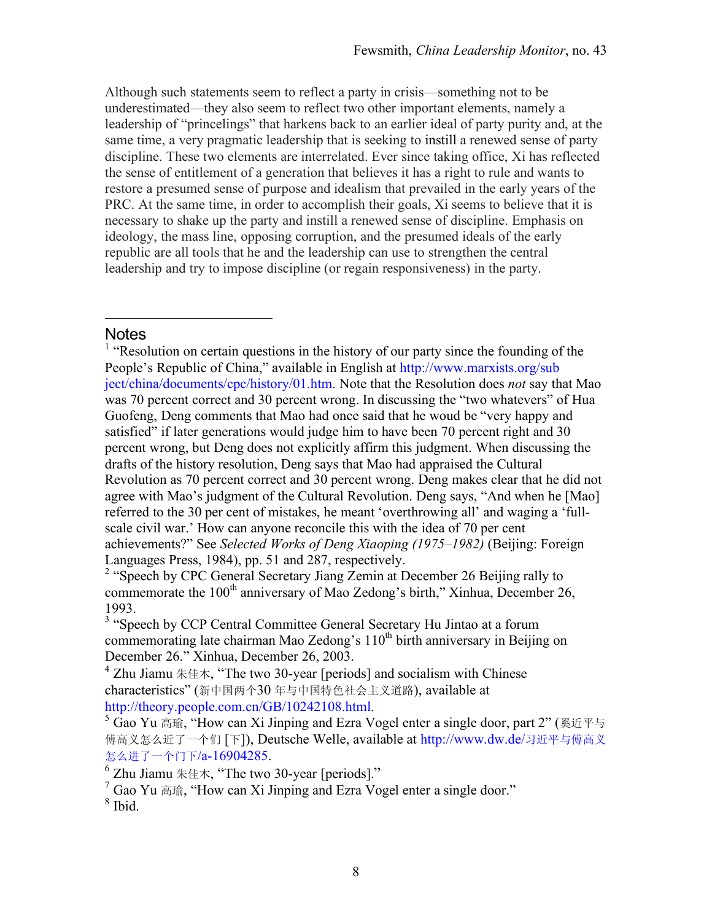Although such statements seem to reflect a party in crisis—something not to be underestimated—they also seem to reflect two other important elements, namely a leadership of "princelings" that harkens back to an earlier ideal of party purity and, at the same time, a very pragmatic leadership that is seeking to instill a renewed sense of party discipline. These two elements are interrelated. Ever since taking office, Xi has reflected the sense of entitlement of a generation that believes it has a right to rule and wants to restore a presumed sense of purpose and idealism that prevailed in the early years of the PRC. At the same time, in order to accomplish their goals, Xi seems to believe that it is necessary to shake up the party and instill a renewed sense of discipline. Emphasis on ideology, the mass line, opposing corruption, and the presumed ideals of the early republic are all tools that he and the leadership can use to strengthen the central leadership and try to impose discipline (or regain responsiveness) in the party.

## Notes

[1] "Resolution on certain questions in the history of our party since the founding of the People's Republic of China," available in English at http://www.marxists.org/subject/china/documents/cpc/history/01.htm. Note that the Resolution does *not* say that Mao was 70 percent correct and 30 percent wrong. In discussing the "two whatevers" of Hua Guofeng, Deng comments that Mao had once said that he woud be "very happy and satisfied" if later generations would judge him to have been 70 percent right and 30 percent wrong, but Deng does not explicitly affirm this judgment. When discussing the drafts of the history resolution, Deng says that Mao had appraised the Cultural Revolution as 70 percent correct and 30 percent wrong. Deng makes clear that he did not agree with Mao's judgment of the Cultural Revolution. Deng says, "And when he [Mao] referred to the 30 per cent of mistakes, he meant 'overthrowing all' and waging a 'full-scale civil war.' How can anyone reconcile this with the idea of 70 per cent achievements?" See *Selected Works of Deng Xiaoping (1975–1982)* (Beijing: Foreign Languages Press, 1984), pp. 51 and 287, respectively.

[2] "Speech by CPC General Secretary Jiang Zemin at December 26 Beijing rally to commemorate the 100th anniversary of Mao Zedong's birth," Xinhua, December 26, 1993.

[3] "Speech by CCP Central Committee General Secretary Hu Jintao at a forum commemorating late chairman Mao Zedong's 110th birth anniversary in Beijing on December 26." Xinhua, December 26, 2003.

[4] Zhu Jiamu 朱佳木, "The two 30-year [periods] and socialism with Chinese characteristics" (新中国两个30 年与中国特色社会主义道路), available at http://theory.people.com.cn/GB/10242108.html.

[5] Gao Yu 高瑜, "How can Xi Jinping and Ezra Vogel enter a single door, part 2" (奚近平与傅高义怎么近了一个们 [下]), Deutsche Welle, available at http://www.dw.de/习近平与傅高义怎么进了一个门下/a-16904285.

[6] Zhu Jiamu 朱佳木, "The two 30-year [periods]."

[7] Gao Yu 高瑜, "How can Xi Jinping and Ezra Vogel enter a single door."

[8] Ibid.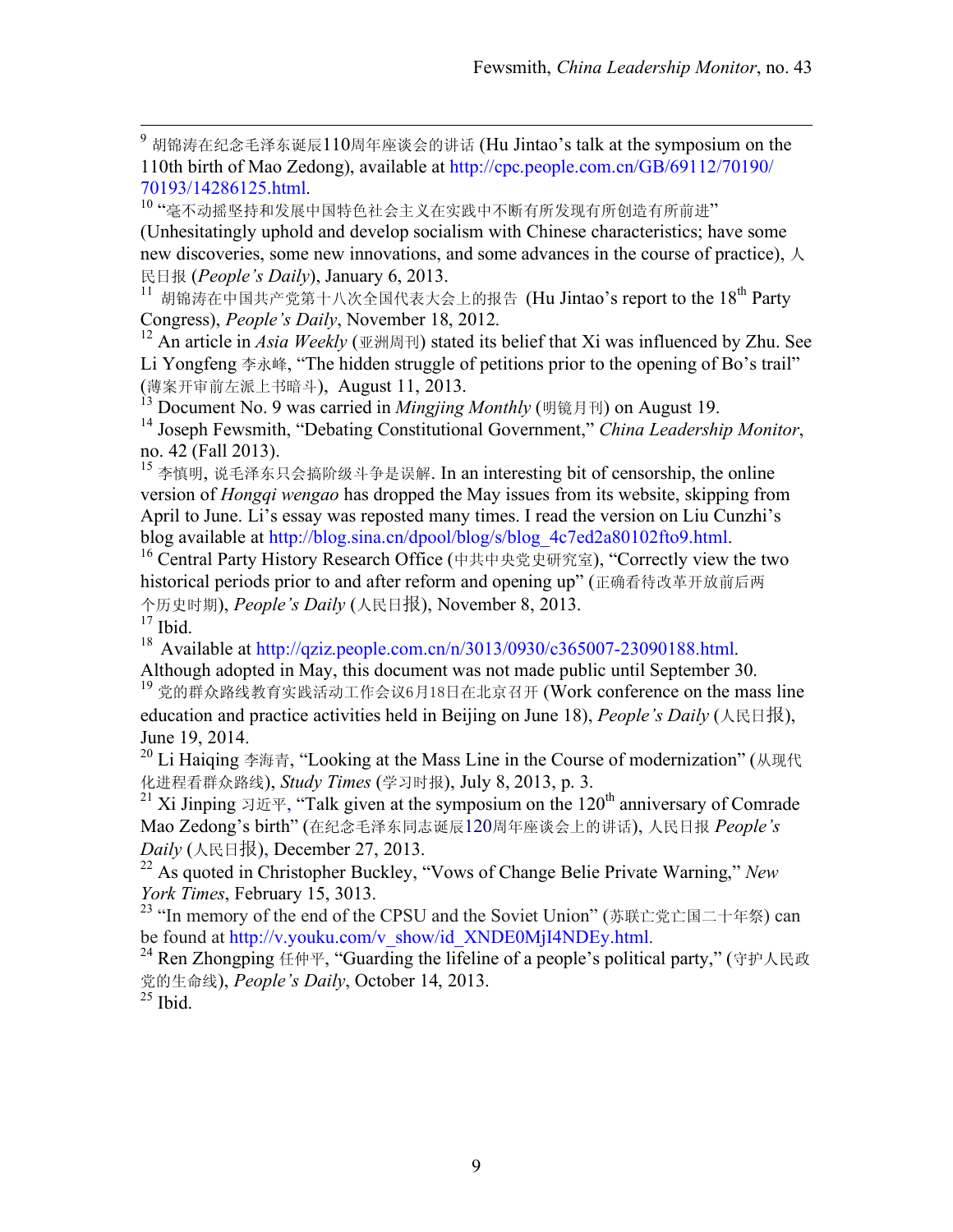[9] 胡锦涛在纪念毛泽东诞辰110周年座谈会的讲话 (Hu Jintao's talk at the symposium on the 110th birth of Mao Zedong), available at http://cpc.people.com.cn/GB/69112/70190/70193/14286125.html.

[10] "毫不动摇坚持和发展中国特色社会主义在实践中不断有所发现有所创造有所前进" (Unhesitatingly uphold and develop socialism with Chinese characteristics; have some new discoveries, some new innovations, and some advances in the course of practice), 人民日报 (*People's Daily*), January 6, 2013.

[11] 胡锦涛在中国共产党第十八次全国代表大会上的报告 (Hu Jintao's report to the 18th Party Congress), *People's Daily*, November 18, 2012.

[12] An article in *Asia Weekly* (亚洲周刊) stated its belief that Xi was influenced by Zhu. See Li Yongfeng 李永峰, "The hidden struggle of petitions prior to the opening of Bo's trail" (薄案开审前左派上书暗斗), August 11, 2013.

[13] Document No. 9 was carried in *Mingjing Monthly* (明镜月刊) on August 19.

[14] Joseph Fewsmith, "Debating Constitutional Government," *China Leadership Monitor*, no. 42 (Fall 2013).

[15] 李慎明, 说毛泽东只会搞阶级斗争是误解. In an interesting bit of censorship, the online version of *Hongqi wengao* has dropped the May issues from its website, skipping from April to June. Li's essay was reposted many times. I read the version on Liu Cunzhi's blog available at http://blog.sina.cn/dpool/blog/s/blog_4c7ed2a80102fto9.html.

[16] Central Party History Research Office (中共中央党史研究室), "Correctly view the two historical periods prior to and after reform and opening up" (正确看待改革开放前后两个历史时期), *People's Daily* (人民日报), November 8, 2013.

[17] Ibid.

[18] Available at http://qziz.people.com.cn/n/3013/0930/c365007-23090188.html. Although adopted in May, this document was not made public until September 30.

[19] 党的群众路线教育实践活动工作会议6月18日在北京召开 (Work conference on the mass line education and practice activities held in Beijing on June 18), *People's Daily* (人民日报), June 19, 2014.

[20] Li Haiqing 李海青, "Looking at the Mass Line in the Course of modernization" (从现代化进程看群众路线), *Study Times* (学习时报), July 8, 2013, p. 3.

[21] Xi Jinping 习近平, "Talk given at the symposium on the 120th anniversary of Comrade Mao Zedong's birth" (在纪念毛泽东同志诞辰120周年座谈会上的讲话), 人民日报 *People's Daily* (人民日报), December 27, 2013.

[22] As quoted in Christopher Buckley, "Vows of Change Belie Private Warning," *New York Times*, February 15, 3013.

[23] "In memory of the end of the CPSU and the Soviet Union" (苏联亡党亡国二十年祭) can be found at http://v.youku.com/v_show/id_XNDE0MjI4NDEy.html.

[24] Ren Zhongping 任仲平, "Guarding the lifeline of a people's political party," (守护人民政党的生命线), *People's Daily*, October 14, 2013.

[25] Ibid.